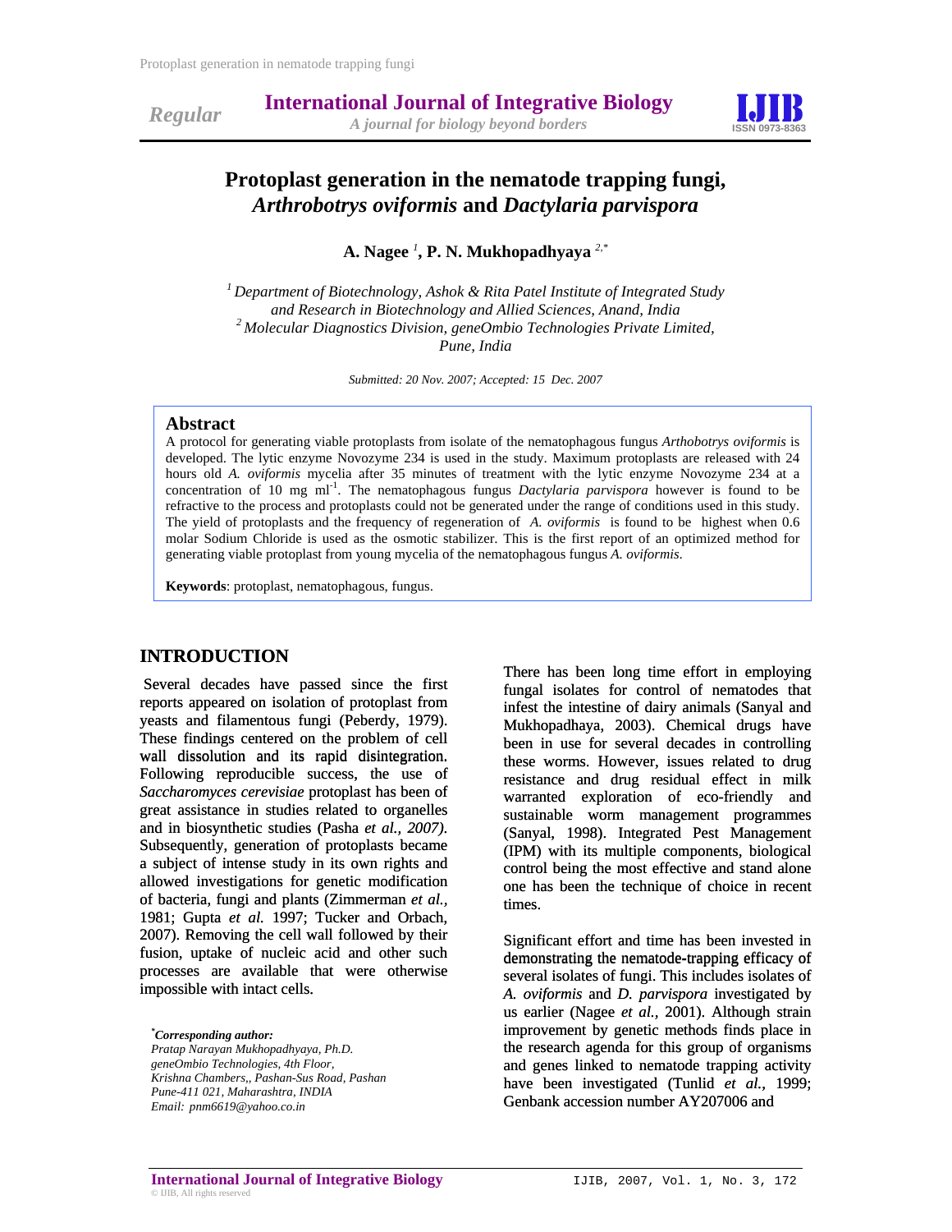Regular

# Protoplast generation in the nematode trapping fungi, *Arthrobotrys oviformis* and *Dactylaria parvispora*

**A. Nagee [1], P. N. Mukhopadhyaya [2,*]**

[1] *Department of Biotechnology, Ashok & Rita Patel Institute of Integrated Study and Research in Biotechnology and Allied Sciences, Anand, India*
[2] *Molecular Diagnostics Division, geneOmbio Technologies Private Limited, Pune, India*

*Submitted: 20 Nov. 2007; Accepted: 15 Dec. 2007*

## Abstract

A protocol for generating viable protoplasts from isolate of the nematophagous fungus *Arthobotrys oviformis* is developed. The lytic enzyme Novozyme 234 is used in the study. Maximum protoplasts are released with 24 hours old *A. oviformis* mycelia after 35 minutes of treatment with the lytic enzyme Novozyme 234 at a concentration of 10 mg $ml^{-1}$. The nematophagous fungus *Dactylaria parvispora* however is found to be refractive to the process and protoplasts could not be generated under the range of conditions used in this study. The yield of protoplasts and the frequency of regeneration of *A. oviformis* is found to be highest when 0.6 molar Sodium Chloride is used as the osmotic stabilizer. This is the first report of an optimized method for generating viable protoplast from young mycelia of the nematophagous fungus *A. oviformis*.

**Keywords**: protoplast, nematophagous, fungus.

## INTRODUCTION

Several decades have passed since the first reports appeared on isolation of protoplast from yeasts and filamentous fungi (Peberdy, 1979). These findings centered on the problem of cell wall dissolution and its rapid disintegration. Following reproducible success, the use of *Saccharomyces cerevisiae* protoplast has been of great assistance in studies related to organelles and in biosynthetic studies (Pasha *et al., 2007)*. Subsequently, generation of protoplasts became a subject of intense study in its own rights and allowed investigations for genetic modification of bacteria, fungi and plants (Zimmerman *et al.,* 1981; Gupta *et al.* 1997; Tucker and Orbach, 2007). Removing the cell wall followed by their fusion, uptake of nucleic acid and other such processes are available that were otherwise impossible with intact cells.

There has been long time effort in employing fungal isolates for control of nematodes that infest the intestine of dairy animals (Sanyal and Mukhopadhaya, 2003). Chemical drugs have been in use for several decades in controlling these worms. However, issues related to drug resistance and drug residual effect in milk warranted exploration of eco-friendly and sustainable worm management programmes (Sanyal, 1998). Integrated Pest Management (IPM) with its multiple components, biological control being the most effective and stand alone one has been the technique of choice in recent times.

Significant effort and time has been invested in demonstrating the nematode-trapping efficacy of several isolates of fungi. This includes isolates of *A. oviformis* and *D. parvispora* investigated by us earlier (Nagee *et al.,* 2001). Although strain improvement by genetic methods finds place in the research agenda for this group of organisms and genes linked to nematode trapping activity have been investigated (Tunlid *et al.*, 1999; Genbank accession number AY207006 and

*\*Corresponding author:*
*Pratap Narayan Mukhopadhyaya, Ph.D.*
*geneOmbio Technologies, 4th Floor,*
*Krishna Chambers,, Pashan-Sus Road, Pashan*
*Pune-411 021, Maharashtra, INDIA*
*Email: pnm6619@yahoo.co.in*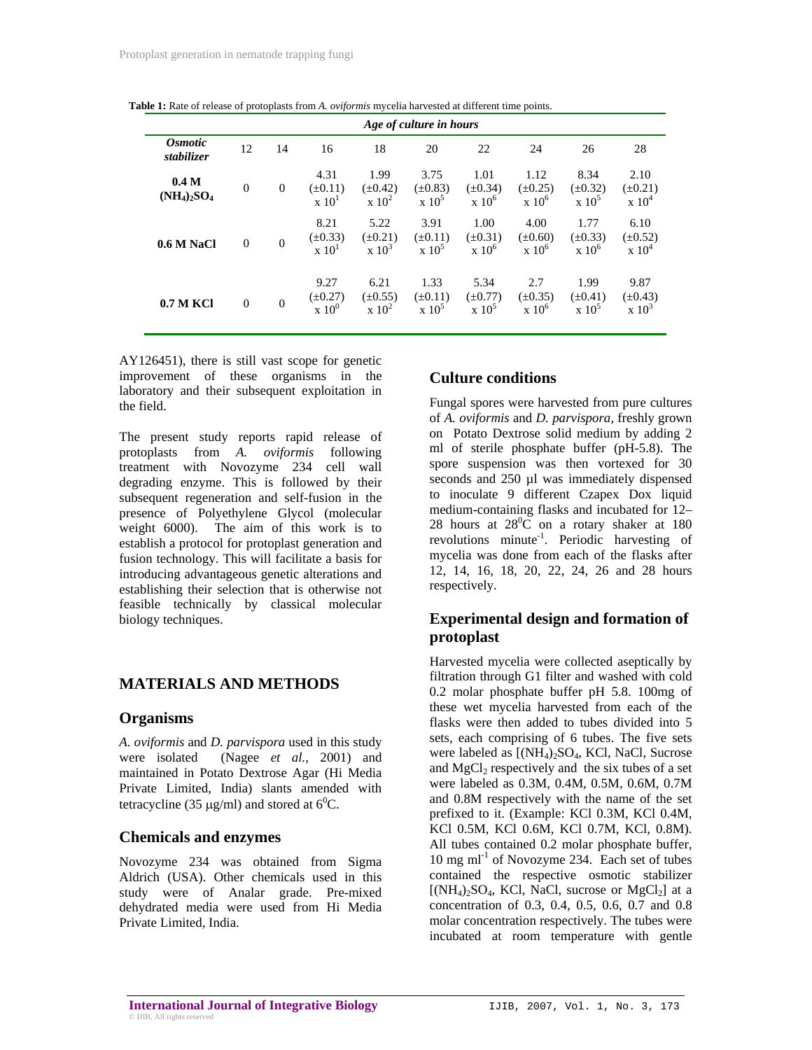**Table 1:** Rate of release of protoplasts from *A. oviformis* mycelia harvested at different time points.

| | Age of culture in hours | | | | | | | | |
|---|---|---|---|---|---|---|---|---|---|
| ***Osmotic stabilizer*** | 12 | 14 | 16 | 18 | 20 | 22 | 24 | 26 | 28 |
| **0.4 M $(NH_4)_2SO_4$** | 0 | 0 | 4.31 (±0.11) x $10^1$ | 1.99 (±0.42) x $10^2$ | 3.75 (±0.83) x $10^5$ | 1.01 (±0.34) x $10^6$ | 1.12 (±0.25) x $10^6$ | 8.34 (±0.32) x $10^5$ | 2.10 (±0.21) x $10^4$ |
| **0.6 M NaCl** | 0 | 0 | 8.21 (±0.33) x $10^1$ | 5.22 (±0.21) x $10^3$ | 3.91 (±0.11) x $10^5$ | 1.00 (±0.31) x $10^6$ | 4.00 (±0.60) x $10^6$ | 1.77 (±0.33) x $10^6$ | 6.10 (±0.52) x $10^4$ |
| **0.7 M KCl** | 0 | 0 | 9.27 (±0.27) x $10^0$ | 6.21 (±0.55) x $10^2$ | 1.33 (±0.11) x $10^5$ | 5.34 (±0.77) x $10^5$ | 2.7 (±0.35) x $10^6$ | 1.99 (±0.41) x $10^5$ | 9.87 (±0.43) x $10^3$ |

AY126451), there is still vast scope for genetic improvement of these organisms in the laboratory and their subsequent exploitation in the field.

The present study reports rapid release of protoplasts from *A. oviformis* following treatment with Novozyme 234 cell wall degrading enzyme. This is followed by their subsequent regeneration and self-fusion in the presence of Polyethylene Glycol (molecular weight 6000). The aim of this work is to establish a protocol for protoplast generation and fusion technology. This will facilitate a basis for introducing advantageous genetic alterations and establishing their selection that is otherwise not feasible technically by classical molecular biology techniques.

## MATERIALS AND METHODS

### Organisms

*A. oviformis* and *D. parvispora* used in this study were isolated (Nagee *et al.,* 2001) and maintained in Potato Dextrose Agar (Hi Media Private Limited, India) slants amended with tetracycline (35 μg/ml) and stored at $6^0$C.

### Chemicals and enzymes

Novozyme 234 was obtained from Sigma Aldrich (USA). Other chemicals used in this study were of Analar grade. Pre-mixed dehydrated media were used from Hi Media Private Limited, India.

### Culture conditions

Fungal spores were harvested from pure cultures of *A. oviformis* and *D. parvispora*, freshly grown on Potato Dextrose solid medium by adding 2 ml of sterile phosphate buffer (pH-5.8). The spore suspension was then vortexed for 30 seconds and 250 μl was immediately dispensed to inoculate 9 different Czapex Dox liquid medium-containing flasks and incubated for 12–28 hours at $28^0$C on a rotary shaker at 180 revolutions minute$^{-1}$. Periodic harvesting of mycelia was done from each of the flasks after 12, 14, 16, 18, 20, 22, 24, 26 and 28 hours respectively.

### Experimental design and formation of protoplast

Harvested mycelia were collected aseptically by filtration through G1 filter and washed with cold 0.2 molar phosphate buffer pH 5.8. 100mg of these wet mycelia harvested from each of the flasks were then added to tubes divided into 5 sets, each comprising of 6 tubes. The five sets were labeled as [$(NH_4)_2SO_4$, KCl, NaCl, Sucrose and $MgCl_2$ respectively and the six tubes of a set were labeled as 0.3M, 0.4M, 0.5M, 0.6M, 0.7M and 0.8M respectively with the name of the set prefixed to it. (Example: KCl 0.3M, KCl 0.4M, KCl 0.5M, KCl 0.6M, KCl 0.7M, KCl, 0.8M). All tubes contained 0.2 molar phosphate buffer, 10 mg ml$^{-1}$ of Novozyme 234. Each set of tubes contained the respective osmotic stabilizer [$(NH_4)_2SO_4$, KCl, NaCl, sucrose or $MgCl_2$] at a concentration of 0.3, 0.4, 0.5, 0.6, 0.7 and 0.8 molar concentration respectively. The tubes were incubated at room temperature with gentle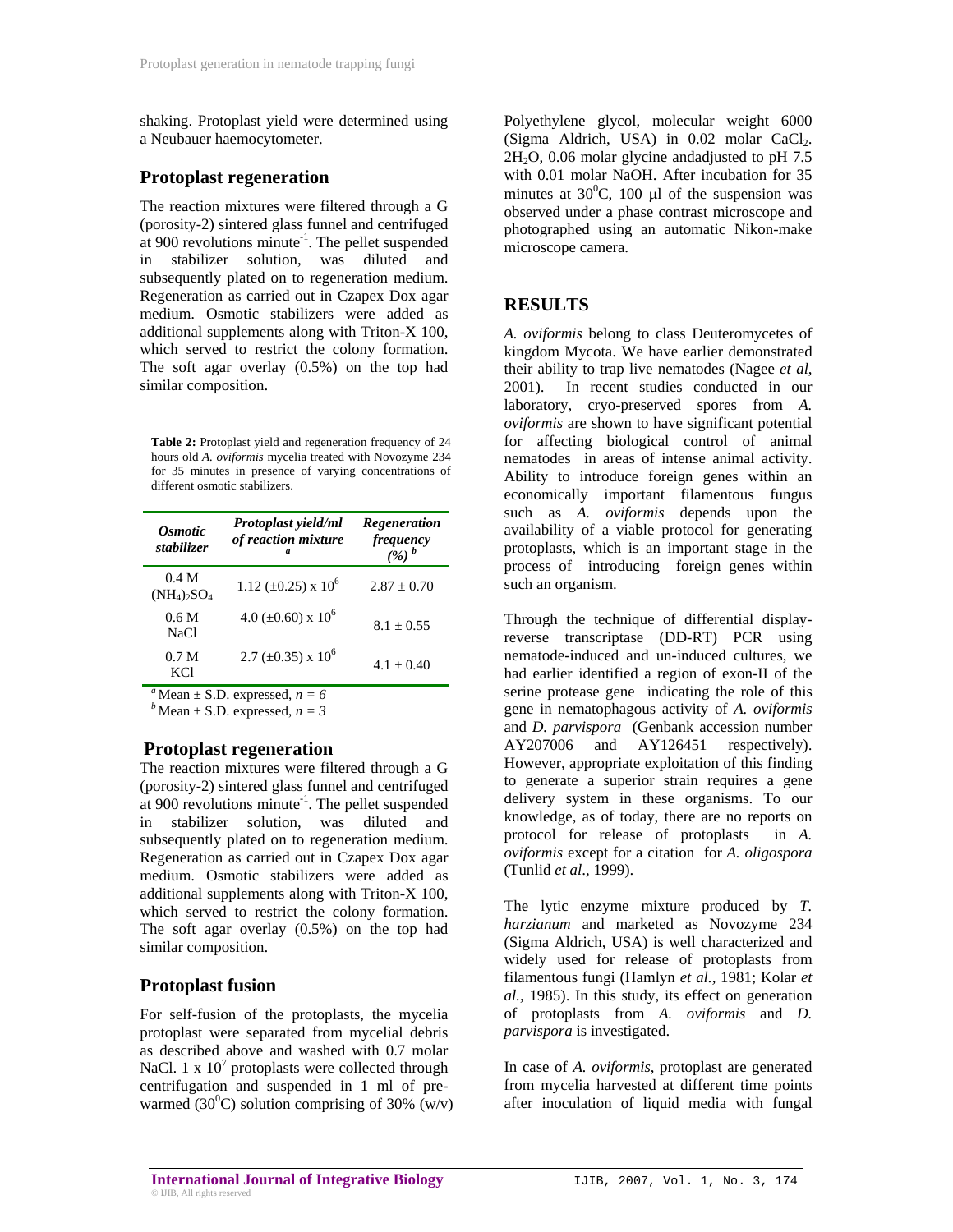shaking. Protoplast yield were determined using a Neubauer haemocytometer.

## Protoplast regeneration

The reaction mixtures were filtered through a G (porosity-2) sintered glass funnel and centrifuged at 900 revolutions minute$^{-1}$. The pellet suspended in stabilizer solution, was diluted and subsequently plated on to regeneration medium. Regeneration as carried out in Czapex Dox agar medium. Osmotic stabilizers were added as additional supplements along with Triton-X 100, which served to restrict the colony formation. The soft agar overlay (0.5%) on the top had similar composition.

**Table 2:** Protoplast yield and regeneration frequency of 24 hours old *A. oviformis* mycelia treated with Novozyme 234 for 35 minutes in presence of varying concentrations of different osmotic stabilizers.

| *Osmotic stabilizer* | *Protoplast yield/ml of reaction mixture* [a] | *Regeneration frequency (%)* [b] |
|---|---|---|
| 0.4 M $(NH_4)_2SO_4$ | 1.12 (±0.25) x $10^6$ | 2.87 ± 0.70 |
| 0.6 M NaCl | 4.0 (±0.60) x $10^6$ | 8.1 ± 0.55 |
| 0.7 M KCl | 2.7 (±0.35) x $10^6$ | 4.1 ± 0.40 |

[a] Mean ± S.D. expressed, $n = 6$
[b] Mean ± S.D. expressed, $n = 3$

## Protoplast regeneration

The reaction mixtures were filtered through a G (porosity-2) sintered glass funnel and centrifuged at 900 revolutions minute$^{-1}$. The pellet suspended in stabilizer solution, was diluted and subsequently plated on to regeneration medium. Regeneration as carried out in Czapex Dox agar medium. Osmotic stabilizers were added as additional supplements along with Triton-X 100, which served to restrict the colony formation. The soft agar overlay (0.5%) on the top had similar composition.

## Protoplast fusion

For self-fusion of the protoplasts, the mycelia protoplast were separated from mycelial debris as described above and washed with 0.7 molar NaCl. 1 x $10^7$ protoplasts were collected through centrifugation and suspended in 1 ml of pre-warmed ($30^0$C) solution comprising of 30% (w/v) Polyethylene glycol, molecular weight 6000 (Sigma Aldrich, USA) in 0.02 molar $CaCl_2$. $2H_2O$, 0.06 molar glycine andadjusted to pH 7.5 with 0.01 molar NaOH. After incubation for 35 minutes at $30^0$C, 100 μl of the suspension was observed under a phase contrast microscope and photographed using an automatic Nikon-make microscope camera.

## RESULTS

*A. oviformis* belong to class Deuteromycetes of kingdom Mycota. We have earlier demonstrated their ability to trap live nematodes (Nagee *et al*, 2001). In recent studies conducted in our laboratory, cryo-preserved spores from *A. oviformis* are shown to have significant potential for affecting biological control of animal nematodes in areas of intense animal activity. Ability to introduce foreign genes within an economically important filamentous fungus such as *A. oviformis* depends upon the availability of a viable protocol for generating protoplasts, which is an important stage in the process of introducing foreign genes within such an organism.

Through the technique of differential display-reverse transcriptase (DD-RT) PCR using nematode-induced and un-induced cultures, we had earlier identified a region of exon-II of the serine protease gene indicating the role of this gene in nematophagous activity of *A. oviformis* and *D. parvispora* (Genbank accession number AY207006 and AY126451 respectively). However, appropriate exploitation of this finding to generate a superior strain requires a gene delivery system in these organisms. To our knowledge, as of today, there are no reports on protocol for release of protoplasts in *A. oviformis* except for a citation for *A. oligospora* (Tunlid *et al*., 1999).

The lytic enzyme mixture produced by *T. harzianum* and marketed as Novozyme 234 (Sigma Aldrich, USA) is well characterized and widely used for release of protoplasts from filamentous fungi (Hamlyn *et al.*, 1981; Kolar *et al.*, 1985). In this study, its effect on generation of protoplasts from *A. oviformis* and *D. parvispora* is investigated.

In case of *A. oviformis*, protoplast are generated from mycelia harvested at different time points after inoculation of liquid media with fungal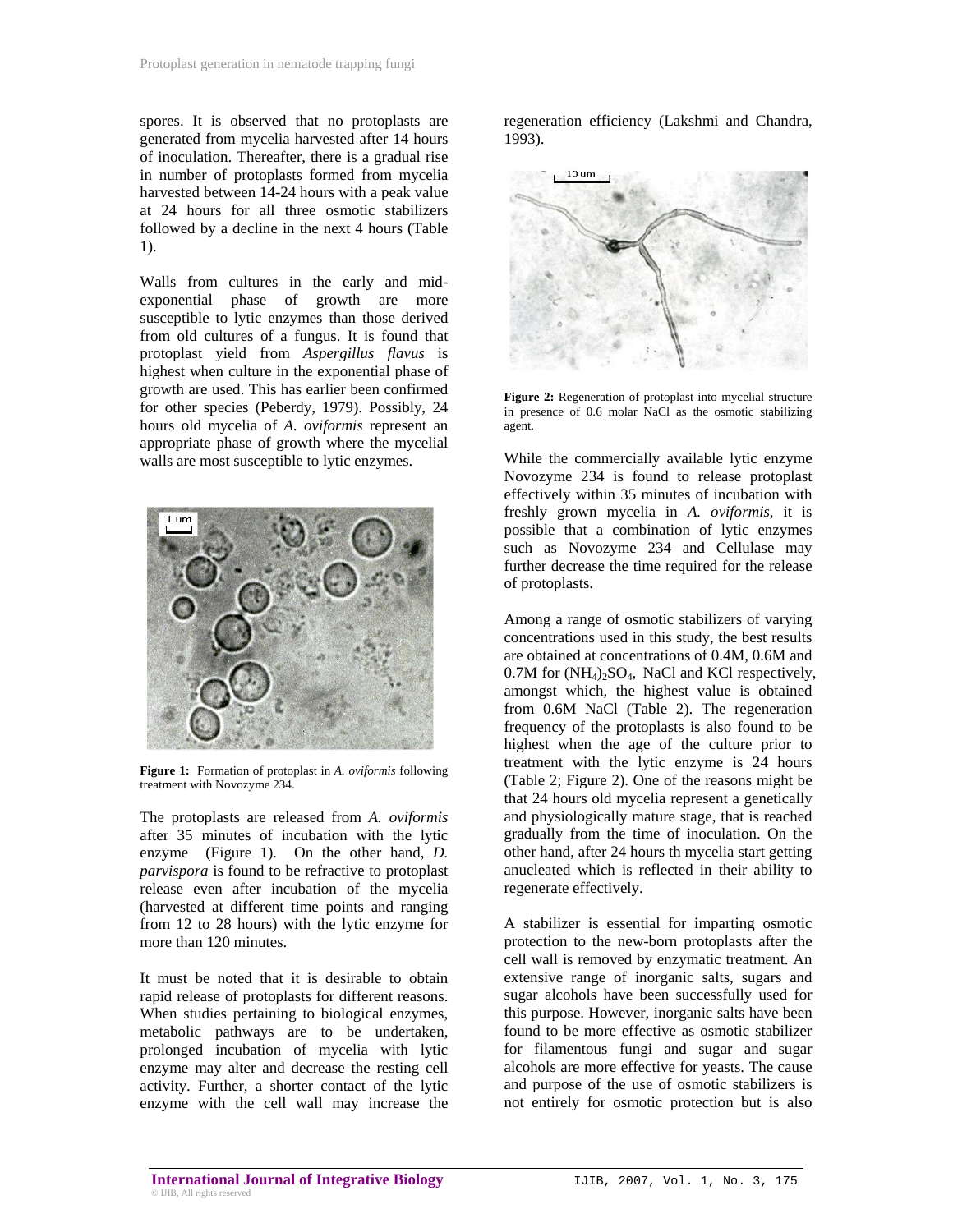spores. It is observed that no protoplasts are generated from mycelia harvested after 14 hours of inoculation. Thereafter, there is a gradual rise in number of protoplasts formed from mycelia harvested between 14-24 hours with a peak value at 24 hours for all three osmotic stabilizers followed by a decline in the next 4 hours (Table 1).

Walls from cultures in the early and mid-exponential phase of growth are more susceptible to lytic enzymes than those derived from old cultures of a fungus. It is found that protoplast yield from *Aspergillus flavus* is highest when culture in the exponential phase of growth are used. This has earlier been confirmed for other species (Peberdy, 1979). Possibly, 24 hours old mycelia of *A. oviformis* represent an appropriate phase of growth where the mycelial walls are most susceptible to lytic enzymes.

**Figure 1:** Formation of protoplast in *A. oviformis* following treatment with Novozyme 234.

The protoplasts are released from *A. oviformis* after 35 minutes of incubation with the lytic enzyme (Figure 1). On the other hand, *D. parvispora* is found to be refractive to protoplast release even after incubation of the mycelia (harvested at different time points and ranging from 12 to 28 hours) with the lytic enzyme for more than 120 minutes.

It must be noted that it is desirable to obtain rapid release of protoplasts for different reasons. When studies pertaining to biological enzymes, metabolic pathways are to be undertaken, prolonged incubation of mycelia with lytic enzyme may alter and decrease the resting cell activity. Further, a shorter contact of the lytic enzyme with the cell wall may increase the regeneration efficiency (Lakshmi and Chandra, 1993).

**Figure 2:** Regeneration of protoplast into mycelial structure in presence of 0.6 molar NaCl as the osmotic stabilizing agent.

While the commercially available lytic enzyme Novozyme 234 is found to release protoplast effectively within 35 minutes of incubation with freshly grown mycelia in *A. oviformis*, it is possible that a combination of lytic enzymes such as Novozyme 234 and Cellulase may further decrease the time required for the release of protoplasts.

Among a range of osmotic stabilizers of varying concentrations used in this study, the best results are obtained at concentrations of 0.4M, 0.6M and 0.7M for $(NH_4)_2SO_4$, NaCl and KCl respectively, amongst which, the highest value is obtained from 0.6M NaCl (Table 2). The regeneration frequency of the protoplasts is also found to be highest when the age of the culture prior to treatment with the lytic enzyme is 24 hours (Table 2; Figure 2). One of the reasons might be that 24 hours old mycelia represent a genetically and physiologically mature stage, that is reached gradually from the time of inoculation. On the other hand, after 24 hours th mycelia start getting anucleated which is reflected in their ability to regenerate effectively.

A stabilizer is essential for imparting osmotic protection to the new-born protoplasts after the cell wall is removed by enzymatic treatment. An extensive range of inorganic salts, sugars and sugar alcohols have been successfully used for this purpose. However, inorganic salts have been found to be more effective as osmotic stabilizer for filamentous fungi and sugar and sugar alcohols are more effective for yeasts. The cause and purpose of the use of osmotic stabilizers is not entirely for osmotic protection but is also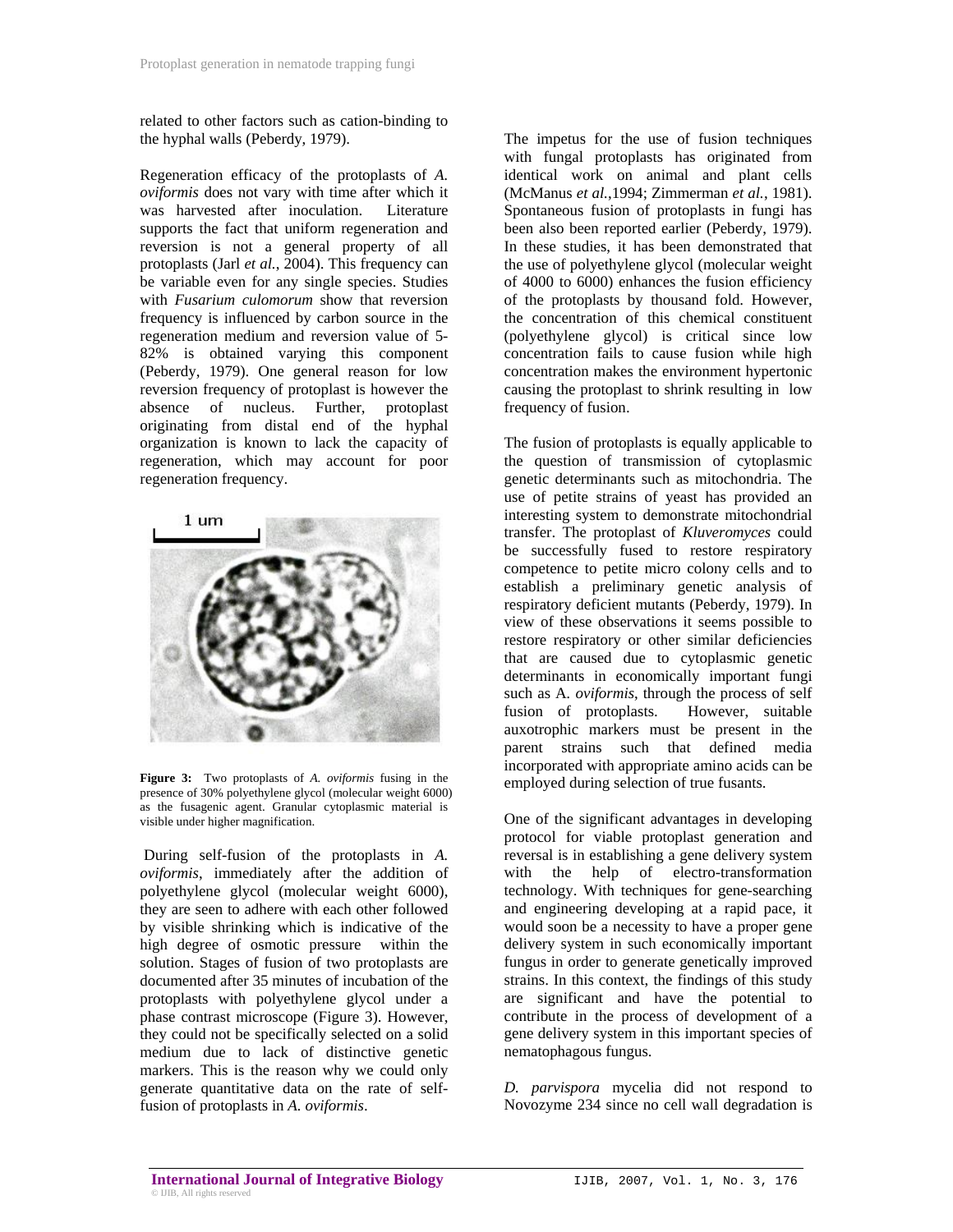related to other factors such as cation-binding to the hyphal walls (Peberdy, 1979).

Regeneration efficacy of the protoplasts of *A. oviformis* does not vary with time after which it was harvested after inoculation. Literature supports the fact that uniform regeneration and reversion is not a general property of all protoplasts (Jarl *et al.*, 2004). This frequency can be variable even for any single species. Studies with *Fusarium culomorum* show that reversion frequency is influenced by carbon source in the regeneration medium and reversion value of 5-82% is obtained varying this component (Peberdy, 1979). One general reason for low reversion frequency of protoplast is however the absence of nucleus. Further, protoplast originating from distal end of the hyphal organization is known to lack the capacity of regeneration, which may account for poor regeneration frequency.

**Figure 3:** Two protoplasts of *A. oviformis* fusing in the presence of 30% polyethylene glycol (molecular weight 6000) as the fusagenic agent. Granular cytoplasmic material is visible under higher magnification.

During self-fusion of the protoplasts in *A. oviformis*, immediately after the addition of polyethylene glycol (molecular weight 6000), they are seen to adhere with each other followed by visible shrinking which is indicative of the high degree of osmotic pressure within the solution. Stages of fusion of two protoplasts are documented after 35 minutes of incubation of the protoplasts with polyethylene glycol under a phase contrast microscope (Figure 3). However, they could not be specifically selected on a solid medium due to lack of distinctive genetic markers. This is the reason why we could only generate quantitative data on the rate of self-fusion of protoplasts in *A. oviformis*.

The impetus for the use of fusion techniques with fungal protoplasts has originated from identical work on animal and plant cells (McManus *et al.*,1994; Zimmerman *et al.*, 1981). Spontaneous fusion of protoplasts in fungi has been also been reported earlier (Peberdy, 1979). In these studies, it has been demonstrated that the use of polyethylene glycol (molecular weight of 4000 to 6000) enhances the fusion efficiency of the protoplasts by thousand fold. However, the concentration of this chemical constituent (polyethylene glycol) is critical since low concentration fails to cause fusion while high concentration makes the environment hypertonic causing the protoplast to shrink resulting in low frequency of fusion.

The fusion of protoplasts is equally applicable to the question of transmission of cytoplasmic genetic determinants such as mitochondria. The use of petite strains of yeast has provided an interesting system to demonstrate mitochondrial transfer. The protoplast of *Kluveromyces* could be successfully fused to restore respiratory competence to petite micro colony cells and to establish a preliminary genetic analysis of respiratory deficient mutants (Peberdy, 1979). In view of these observations it seems possible to restore respiratory or other similar deficiencies that are caused due to cytoplasmic genetic determinants in economically important fungi such as A. *oviformis*, through the process of self fusion of protoplasts. However, suitable auxotrophic markers must be present in the parent strains such that defined media incorporated with appropriate amino acids can be employed during selection of true fusants.

One of the significant advantages in developing protocol for viable protoplast generation and reversal is in establishing a gene delivery system with the help of electro-transformation technology. With techniques for gene-searching and engineering developing at a rapid pace, it would soon be a necessity to have a proper gene delivery system in such economically important fungus in order to generate genetically improved strains. In this context, the findings of this study are significant and have the potential to contribute in the process of development of a gene delivery system in this important species of nematophagous fungus.

*D. parvispora* mycelia did not respond to Novozyme 234 since no cell wall degradation is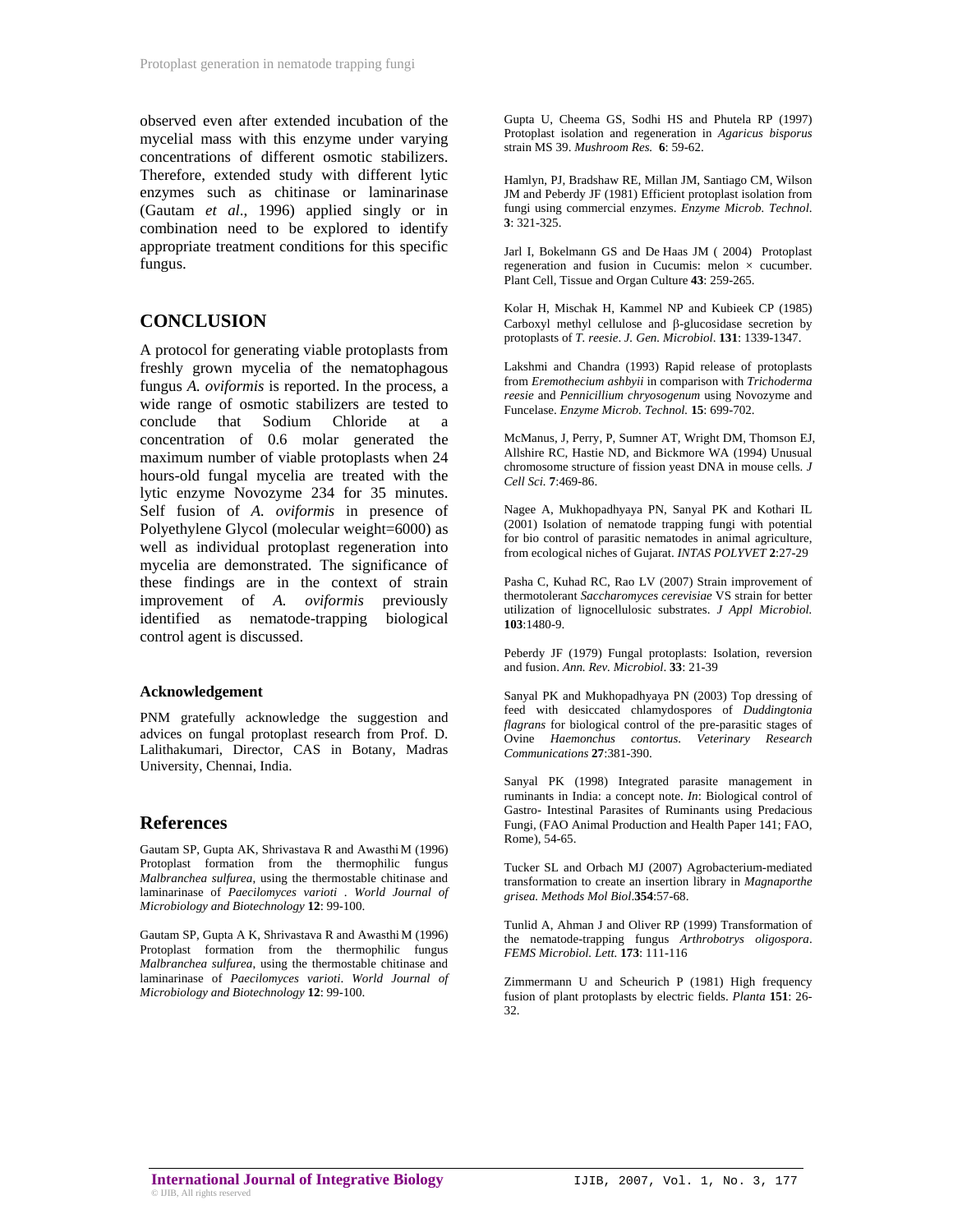observed even after extended incubation of the mycelial mass with this enzyme under varying concentrations of different osmotic stabilizers. Therefore, extended study with different lytic enzymes such as chitinase or laminarinase (Gautam *et al*., 1996) applied singly or in combination need to be explored to identify appropriate treatment conditions for this specific fungus.

## CONCLUSION

A protocol for generating viable protoplasts from freshly grown mycelia of the nematophagous fungus *A. oviformis* is reported. In the process, a wide range of osmotic stabilizers are tested to conclude that Sodium Chloride at a concentration of 0.6 molar generated the maximum number of viable protoplasts when 24 hours-old fungal mycelia are treated with the lytic enzyme Novozyme 234 for 35 minutes. Self fusion of *A. oviformis* in presence of Polyethylene Glycol (molecular weight=6000) as well as individual protoplast regeneration into mycelia are demonstrated. The significance of these findings are in the context of strain improvement of *A. oviformis* previously identified as nematode-trapping biological control agent is discussed.

### Acknowledgement

PNM gratefully acknowledge the suggestion and advices on fungal protoplast research from Prof. D. Lalithakumari, Director, CAS in Botany, Madras University, Chennai, India.

## References

Gautam SP, Gupta AK, Shrivastava R and Awasthi M (1996) Protoplast formation from the thermophilic fungus *Malbranchea sulfurea*, using the thermostable chitinase and laminarinase of *Paecilomyces varioti* . *World Journal of Microbiology and Biotechnology* **12**: 99-100.

Gautam SP, Gupta A K, Shrivastava R and Awasthi M (1996) Protoplast formation from the thermophilic fungus *Malbranchea sulfurea*, using the thermostable chitinase and laminarinase of *Paecilomyces varioti*. *World Journal of Microbiology and Biotechnology* **12**: 99-100.

Gupta U, Cheema GS, Sodhi HS and Phutela RP (1997) Protoplast isolation and regeneration in *Agaricus bisporus* strain MS 39. *Mushroom Res.* **6**: 59-62.

Hamlyn, PJ, Bradshaw RE, Millan JM, Santiago CM, Wilson JM and Peberdy JF (1981) Efficient protoplast isolation from fungi using commercial enzymes. *Enzyme Microb. Technol.* **3**: 321-325.

Jarl I, Bokelmann GS and De Haas JM ( 2004) Protoplast regeneration and fusion in Cucumis: melon × cucumber. Plant Cell, Tissue and Organ Culture **43**: 259-265.

Kolar H, Mischak H, Kammel NP and Kubieek CP (1985) Carboxyl methyl cellulose and β-glucosidase secretion by protoplasts of *T. reesie*. *J. Gen. Microbiol*. **131**: 1339-1347.

Lakshmi and Chandra (1993) Rapid release of protoplasts from *Eremothecium ashbyii* in comparison with *Trichoderma reesie* and *Pennicillium chryosogenum* using Novozyme and Funcelase. *Enzyme Microb. Technol.* **15**: 699-702.

McManus, J, Perry, P, Sumner AT, Wright DM, Thomson EJ, Allshire RC, Hastie ND, and Bickmore WA (1994) Unusual chromosome structure of fission yeast DNA in mouse cells. *J Cell Sci.* **7**:469-86.

Nagee A, Mukhopadhyaya PN, Sanyal PK and Kothari IL (2001) Isolation of nematode trapping fungi with potential for bio control of parasitic nematodes in animal agriculture, from ecological niches of Gujarat. *INTAS POLYVET* **2**:27-29

Pasha C, Kuhad RC, Rao LV (2007) Strain improvement of thermotolerant *Saccharomyces cerevisiae* VS strain for better utilization of lignocellulosic substrates. *J Appl Microbiol.* **103**:1480-9.

Peberdy JF (1979) Fungal protoplasts: Isolation, reversion and fusion. *Ann. Rev. Microbiol*. **33**: 21-39

Sanyal PK and Mukhopadhyaya PN (2003) Top dressing of feed with desiccated chlamydospores of *Duddingtonia flagrans* for biological control of the pre-parasitic stages of Ovine *Haemonchus contortus*. *Veterinary Research Communications* **27**:381-390.

Sanyal PK (1998) Integrated parasite management in ruminants in India: a concept note. *In*: Biological control of Gastro- Intestinal Parasites of Ruminants using Predacious Fungi, (FAO Animal Production and Health Paper 141; FAO, Rome), 54-65.

Tucker SL and Orbach MJ (2007) Agrobacterium-mediated transformation to create an insertion library in *Magnaporthe grisea. Methods Mol Biol*.**354**:57-68.

Tunlid A, Ahman J and Oliver RP (1999) Transformation of the nematode-trapping fungus *Arthrobotrys oligospora*. *FEMS Microbiol. Lett.* **173**: 111-116

Zimmermann U and Scheurich P (1981) High frequency fusion of plant protoplasts by electric fields. *Planta* **151**: 26-32.